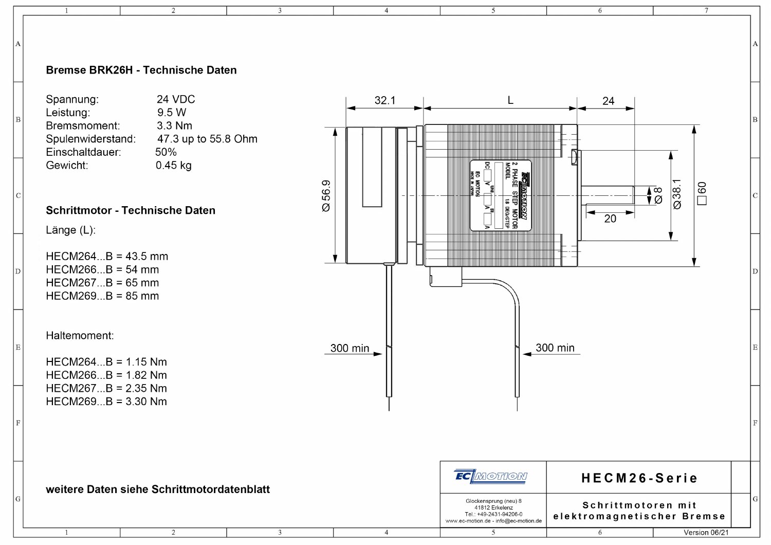## Bremse BRK26H - Technische Daten

| | |
|---|---|
| Spannung: | 24 VDC |
| Leistung: | 9.5 W |
| Bremsmoment: | 3.3 Nm |
| Spulenwiderstand: | 47.3 up to 55.8 Ohm |
| Einschaltdauer: | 50% |
| Gewicht: | 0.45 kg |

## Schrittmotor - Technische Daten

Länge (L):

HECM264...B = 43.5 mm
HECM266...B = 54 mm
HECM267...B = 65 mm
HECM269...B = 85 mm

Haltemoment:

HECM264...B = 1.15 Nm
HECM266...B = 1.82 Nm
HECM267...B = 2.35 Nm
HECM269...B = 3.30 Nm

32.1 L 24

Ø 56.9 Ø 8 Ø38.1 □60 20

300 min 300 min

**weitere Daten siehe Schrittmotordatenblatt**

EC MOTION
Glockensprung (neu) 8
41812 Erkelenz
Tel.: +49-2431-94206-0
www.ec-motion.de - info@ec-motion.de

**HECM26-Serie**

**Schrittmotoren mit elektromagnetischer Bremse**

Version 06/21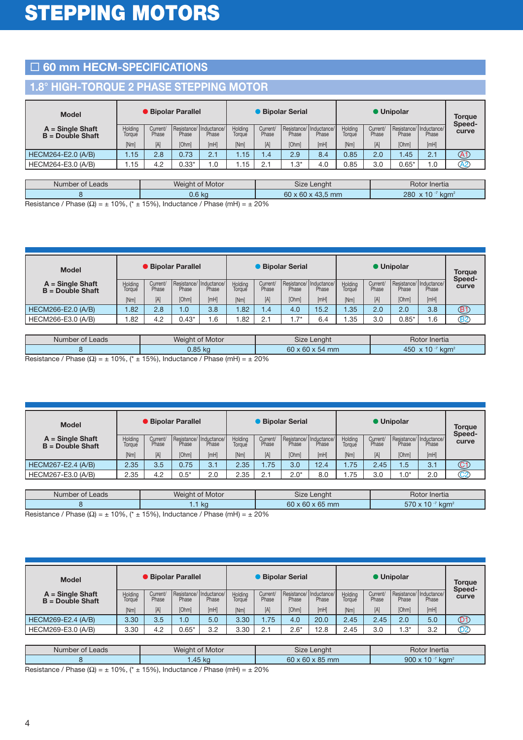# STEPPING MOTORS

## ☐ 60 mm HECM-SPECIFICATIONS

### 1.8° HIGH-TORQUE 2 PHASE STEPPING MOTOR

| Model<br>A = Single Shaft<br>B = Double Shaft | Bipolar Parallel | | | | Bipolar Serial | | | | Unipolar | | | | Torque Speed-curve |
|---|---|---|---|---|---|---|---|---|---|---|---|---|---|
| | Holding Torque [Nm] | Current/ Phase [A] | Resistance/ Phase [Ohm] | Inductance/ Phase [mH] | Holding Torque [Nm] | Current/ Phase [A] | Resistance/ Phase [Ohm] | Inductance/ Phase [mH] | Holding Torque [Nm] | Current/ Phase [A] | Resistance/ Phase [Ohm] | Inductance/ Phase [mH] | |
| HECM264-E2.0 (A/B) | 1.15 | 2.8 | 0.73 | 2.1 | 1.15 | 1.4 | 2.9 | 8.4 | 0.85 | 2.0 | 1.45 | 2.1 | A1 |
| HECM264-E3.0 (A/B) | 1.15 | 4.2 | 0.33* | 1.0 | 1.15 | 2.1 | 1.3* | 4.0 | 0.85 | 3.0 | 0.65* | 1.0 | A2 |

| Number of Leads | Weight of Motor | Size Lenght | Rotor Inertia |
|---|---|---|---|
| 8 | 0.6 kg | 60 x 60 x 43,5 mm | 280 x $10^{-7}$ kgm² |

Resistance / Phase (Ω) = ± 10%, (* ± 15%), Inductance / Phase (mH) = ± 20%

| Model<br>A = Single Shaft<br>B = Double Shaft | Bipolar Parallel | | | | Bipolar Serial | | | | Unipolar | | | | Torque Speed-curve |
|---|---|---|---|---|---|---|---|---|---|---|---|---|---|
| | Holding Torque [Nm] | Current/ Phase [A] | Resistance/ Phase [Ohm] | Inductance/ Phase [mH] | Holding Torque [Nm] | Current/ Phase [A] | Resistance/ Phase [Ohm] | Inductance/ Phase [mH] | Holding Torque [Nm] | Current/ Phase [A] | Resistance/ Phase [Ohm] | Inductance/ Phase [mH] | |
| HECM266-E2.0 (A/B) | 1.82 | 2.8 | 1.0 | 3.8 | 1.82 | 1.4 | 4.0 | 15.2 | 1.35 | 2.0 | 2.0 | 3.8 | B1 |
| HECM266-E3.0 (A/B) | 1.82 | 4.2 | 0.43* | 1.6 | 1.82 | 2.1 | 1.7* | 6.4 | 1.35 | 3.0 | 0.85* | 1.6 | B2 |

| Number of Leads | Weight of Motor | Size Lenght | Rotor Inertia |
|---|---|---|---|
| 8 | 0.85 kg | 60 x 60 x 54 mm | 450 x $10^{-7}$ kgm² |

Resistance / Phase (Ω) = ± 10%, (* ± 15%), Inductance / Phase (mH) = ± 20%

| Model<br>A = Single Shaft<br>B = Double Shaft | Bipolar Parallel | | | | Bipolar Serial | | | | Unipolar | | | | Torque Speed-curve |
|---|---|---|---|---|---|---|---|---|---|---|---|---|---|
| | Holding Torque [Nm] | Current/ Phase [A] | Resistance/ Phase [Ohm] | Inductance/ Phase [mH] | Holding Torque [Nm] | Current/ Phase [A] | Resistance/ Phase [Ohm] | Inductance/ Phase [mH] | Holding Torque [Nm] | Current/ Phase [A] | Resistance/ Phase [Ohm] | Inductance/ Phase [mH] | |
| HECM267-E2.4 (A/B) | 2.35 | 3.5 | 0.75 | 3.1 | 2.35 | 1.75 | 3.0 | 12.4 | 1.75 | 2.45 | 1.5 | 3.1 | C1 |
| HECM267-E3.0 (A/B) | 2.35 | 4.2 | 0.5* | 2.0 | 2.35 | 2.1 | 2.0* | 8.0 | 1.75 | 3.0 | 1.0* | 2.0 | C2 |

| Number of Leads | Weight of Motor | Size Lenght | Rotor Inertia |
|---|---|---|---|
| 8 | 1.1 kg | 60 x 60 x 65 mm | 570 x $10^{-7}$ kgm² |

Resistance / Phase (Ω) = ± 10%, (* ± 15%), Inductance / Phase (mH) = ± 20%

| Model<br>A = Single Shaft<br>B = Double Shaft | Bipolar Parallel | | | | Bipolar Serial | | | | Unipolar | | | | Torque Speed-curve |
|---|---|---|---|---|---|---|---|---|---|---|---|---|---|
| | Holding Torque [Nm] | Current/ Phase [A] | Resistance/ Phase [Ohm] | Inductance/ Phase [mH] | Holding Torque [Nm] | Current/ Phase [A] | Resistance/ Phase [Ohm] | Inductance/ Phase [mH] | Holding Torque [Nm] | Current/ Phase [A] | Resistance/ Phase [Ohm] | Inductance/ Phase [mH] | |
| HECM269-E2.4 (A/B) | 3.30 | 3.5 | 1.0 | 5.0 | 3.30 | 1.75 | 4.0 | 20.0 | 2.45 | 2.45 | 2.0 | 5.0 | D1 |
| HECM269-E3.0 (A/B) | 3.30 | 4.2 | 0.65* | 3.2 | 3.30 | 2.1 | 2.6* | 12.8 | 2.45 | 3.0 | 1.3* | 3.2 | D2 |

| Number of Leads | Weight of Motor | Size Lenght | Rotor Inertia |
|---|---|---|---|
| 8 | 1.45 kg | 60 x 60 x 85 mm | 900 x $10^{-7}$ kgm² |

Resistance / Phase (Ω) = ± 10%, (* ± 15%), Inductance / Phase (mH) = ± 20%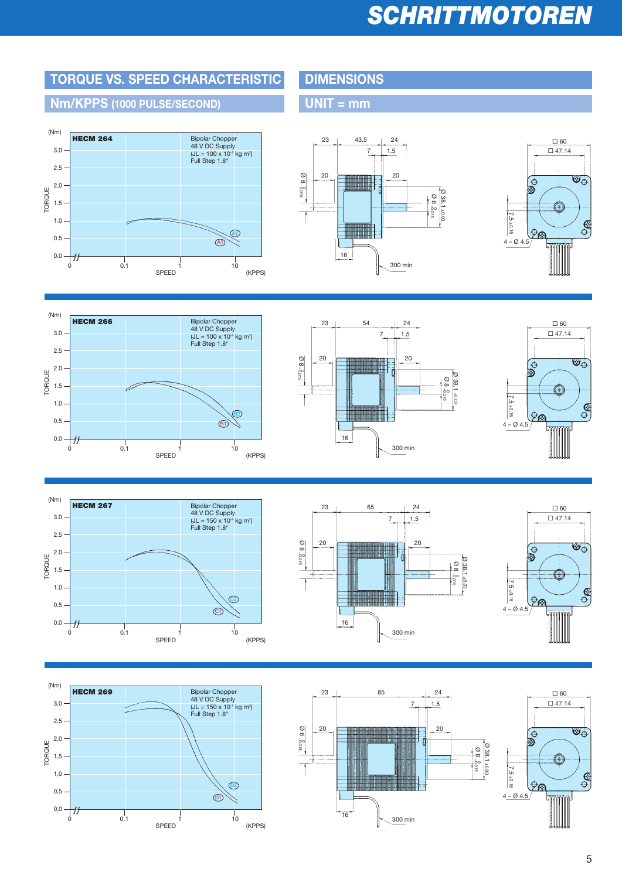# SCHRITTMOTOREN

## TORQUE VS. SPEED CHARACTERISTIC

### Nm/KPPS (1000 PULSE/SECOND)

## DIMENSIONS

### UNIT = mm

**HECM 264**

Bipolar Chopper
48 V DC Supply
(JL = 100 x $10^{-7}$ kg m²)
Full Step 1.8°

(Nm)
TORQUE
3.0
2.5
2.0
1.5
1.0
0.5
0.0
A1
A2
0
0.1
1
10
SPEED
(KPPS)

23
43.5
24
7
1.5
20
20
Ø 8 $_{-0.015}$
Ø 8 $_{-0.015}$
Ø 38.1 $_{\pm 0.03}$
16
300 min
□ 60
□ 47.14
7.5 $_{\pm 0.15}$
4 – Ø 4.5

**HECM 266**

Bipolar Chopper
48 V DC Supply
(JL = 100 x $10^{-7}$ kg m²)
Full Step 1.8°

(Nm)
TORQUE
3.0
2.5
2.0
1.5
1.0
0.5
0.0
B1
B2
0
0.1
1
10
SPEED
(KPPS)

23
54
24
7
1.5
20
20
Ø 8 $_{-0.015}$
Ø 8 $_{-0.015}$
Ø 38.1 $_{\pm 0.03}$
16
300 min
□ 60
□ 47.14
7.5 $_{\pm 0.15}$
4 – Ø 4.5

**HECM 267**

Bipolar Chopper
48 V DC Supply
(JL = 150 x $10^{-7}$ kg m²)
Full Step 1.8°

(Nm)
TORQUE
3.0
2.5
2.0
1.5
1.0
0.5
0.0
C1
C2
0
0.1
1
10
SPEED
(KPPS)

23
65
24
7
1.5
20
20
Ø 8 $_{-0.015}$
Ø 8 $_{-0.015}$
Ø 38.1 $_{\pm 0.03}$
16
300 min
□ 60
□ 47.14
7.5 $_{\pm 0.15}$
4 – Ø 4.5

**HECM 269**

Bipolar Chopper
48 V DC Supply
(JL = 150 x $10^{-7}$ kg m²)
Full Step 1.8°

(Nm)
TORQUE
3,0
2,5
2,0
1,5
1,0
0,5
0,0
D1
D2
0
0.1
1
10
SPEED
(KPPS)

23
85
24
7
1.5
20
20
Ø 8 $_{-0.015}$
Ø 8 $_{-0.015}$
Ø 38.1 $_{\pm 0.03}$
16
300 min
□ 60
□ 47.14
7.5 $_{\pm 0.15}$
4 – Ø 4.5